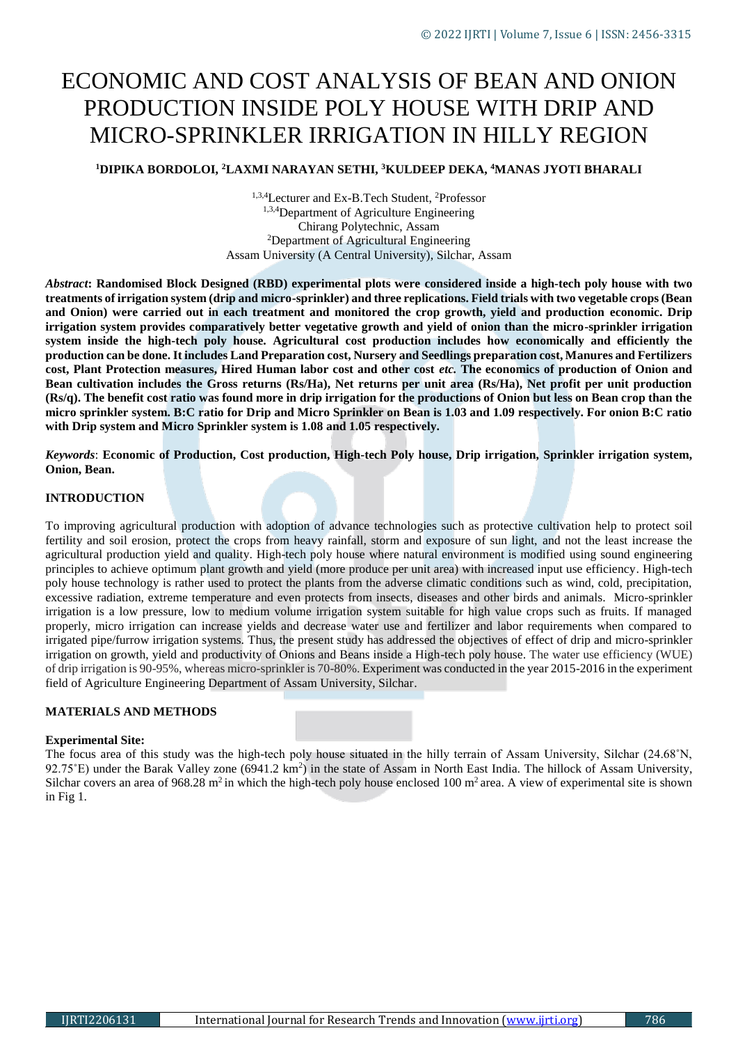# ECONOMIC AND COST ANALYSIS OF BEAN AND ONION PRODUCTION INSIDE POLY HOUSE WITH DRIP AND MICRO-SPRINKLER IRRIGATION IN HILLY REGION

**[1]DIPIKA BORDOLOI, [2]LAXMI NARAYAN SETHI, [3]KULDEEP DEKA, [4]MANAS JYOTI BHARALI**

[1,3,4]Lecturer and Ex-B.Tech Student, [2]Professor
[1,3,4]Department of Agriculture Engineering
Chirang Polytechnic, Assam
[2]Department of Agricultural Engineering
Assam University (A Central University), Silchar, Assam

***Abstract*: Randomised Block Designed (RBD) experimental plots were considered inside a high-tech poly house with two treatments of irrigation system (drip and micro-sprinkler) and three replications. Field trials with two vegetable crops (Bean and Onion) were carried out in each treatment and monitored the crop growth, yield and production economic. Drip irrigation system provides comparatively better vegetative growth and yield of onion than the micro-sprinkler irrigation system inside the high-tech poly house. Agricultural cost production includes how economically and efficiently the production can be done. It includes Land Preparation cost, Nursery and Seedlings preparation cost, Manures and Fertilizers cost, Plant Protection measures, Hired Human labor cost and other cost *etc.* The economics of production of Onion and Bean cultivation includes the Gross returns (Rs/Ha), Net returns per unit area (Rs/Ha), Net profit per unit production (Rs/q). The benefit cost ratio was found more in drip irrigation for the productions of Onion but less on Bean crop than the micro sprinkler system. B:C ratio for Drip and Micro Sprinkler on Bean is 1.03 and 1.09 respectively. For onion B:C ratio with Drip system and Micro Sprinkler system is 1.08 and 1.05 respectively.**

***Keywords*: Economic of Production, Cost production, High-tech Poly house, Drip irrigation, Sprinkler irrigation system, Onion, Bean.**

## INTRODUCTION

To improving agricultural production with adoption of advance technologies such as protective cultivation help to protect soil fertility and soil erosion, protect the crops from heavy rainfall, storm and exposure of sun light, and not the least increase the agricultural production yield and quality. High-tech poly house where natural environment is modified using sound engineering principles to achieve optimum plant growth and yield (more produce per unit area) with increased input use efficiency. High-tech poly house technology is rather used to protect the plants from the adverse climatic conditions such as wind, cold, precipitation, excessive radiation, extreme temperature and even protects from insects, diseases and other birds and animals. Micro-sprinkler irrigation is a low pressure, low to medium volume irrigation system suitable for high value crops such as fruits. If managed properly, micro irrigation can increase yields and decrease water use and fertilizer and labor requirements when compared to irrigated pipe/furrow irrigation systems. Thus, the present study has addressed the objectives of effect of drip and micro-sprinkler irrigation on growth, yield and productivity of Onions and Beans inside a High-tech poly house. The water use efficiency (WUE) of drip irrigation is 90-95%, whereas micro-sprinkler is 70-80%. Experiment was conducted in the year 2015-2016 in the experiment field of Agriculture Engineering Department of Assam University, Silchar.

## MATERIALS AND METHODS

### Experimental Site:

The focus area of this study was the high-tech poly house situated in the hilly terrain of Assam University, Silchar (24.68˚N, 92.75˚E) under the Barak Valley zone (6941.2 $km^2$) in the state of Assam in North East India. The hillock of Assam University, Silchar covers an area of 968.28 $m^2$ in which the high-tech poly house enclosed 100 $m^2$ area. A view of experimental site is shown in Fig 1.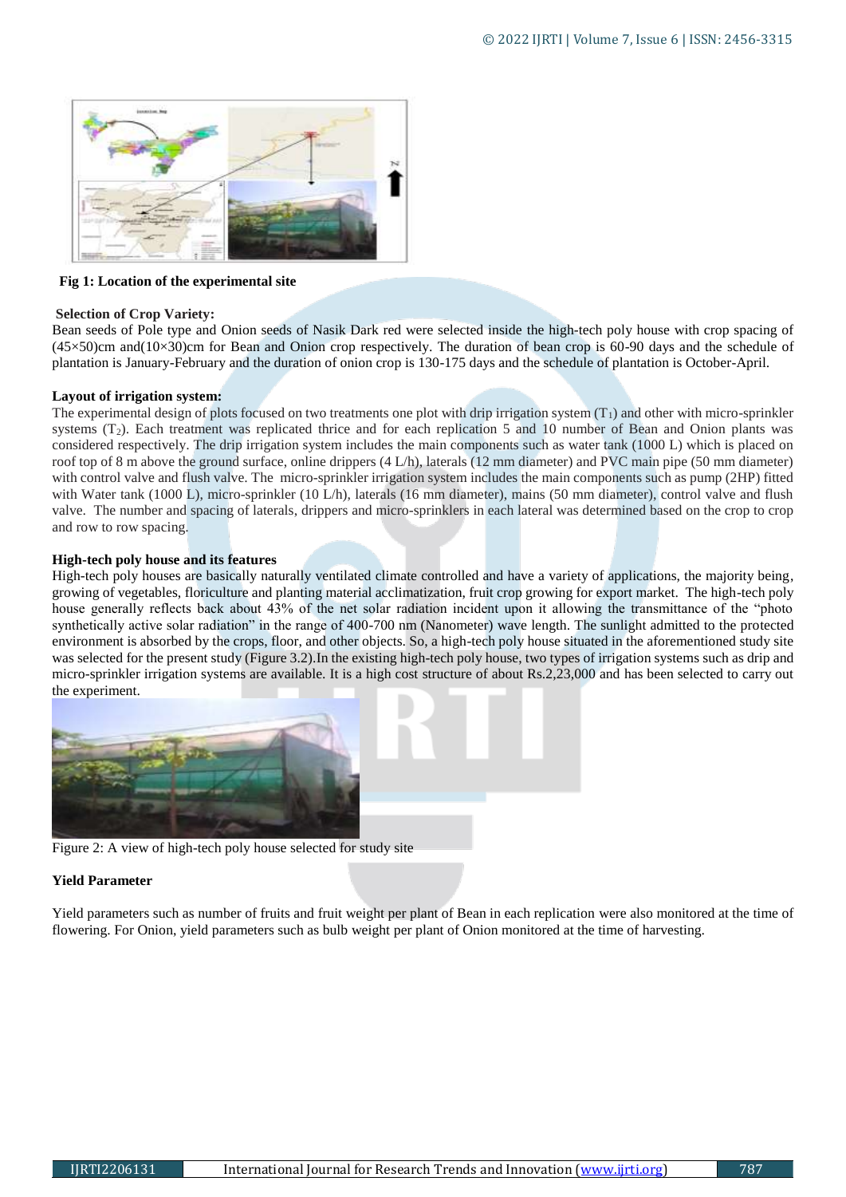**Fig 1: Location of the experimental site**

**Selection of Crop Variety:**

Bean seeds of Pole type and Onion seeds of Nasik Dark red were selected inside the high-tech poly house with crop spacing of (45×50)cm and(10×30)cm for Bean and Onion crop respectively. The duration of bean crop is 60-90 days and the schedule of plantation is January-February and the duration of onion crop is 130-175 days and the schedule of plantation is October-April.

**Layout of irrigation system:**

The experimental design of plots focused on two treatments one plot with drip irrigation system ($T_1$) and other with micro-sprinkler systems ($T_2$). Each treatment was replicated thrice and for each replication 5 and 10 number of Bean and Onion plants was considered respectively. The drip irrigation system includes the main components such as water tank (1000 L) which is placed on roof top of 8 m above the ground surface, online drippers (4 L/h), laterals (12 mm diameter) and PVC main pipe (50 mm diameter) with control valve and flush valve. The micro-sprinkler irrigation system includes the main components such as pump (2HP) fitted with Water tank (1000 L), micro-sprinkler (10 L/h), laterals (16 mm diameter), mains (50 mm diameter), control valve and flush valve. The number and spacing of laterals, drippers and micro-sprinklers in each lateral was determined based on the crop to crop and row to row spacing.

**High-tech poly house and its features**

High-tech poly houses are basically naturally ventilated climate controlled and have a variety of applications, the majority being, growing of vegetables, floriculture and planting material acclimatization, fruit crop growing for export market. The high-tech poly house generally reflects back about 43% of the net solar radiation incident upon it allowing the transmittance of the "photo synthetically active solar radiation" in the range of 400-700 nm (Nanometer) wave length. The sunlight admitted to the protected environment is absorbed by the crops, floor, and other objects. So, a high-tech poly house situated in the aforementioned study site was selected for the present study (Figure 3.2).In the existing high-tech poly house, two types of irrigation systems such as drip and micro-sprinkler irrigation systems are available. It is a high cost structure of about Rs.2,23,000 and has been selected to carry out the experiment.

Figure 2: A view of high-tech poly house selected for study site

**Yield Parameter**

Yield parameters such as number of fruits and fruit weight per plant of Bean in each replication were also monitored at the time of flowering. For Onion, yield parameters such as bulb weight per plant of Onion monitored at the time of harvesting.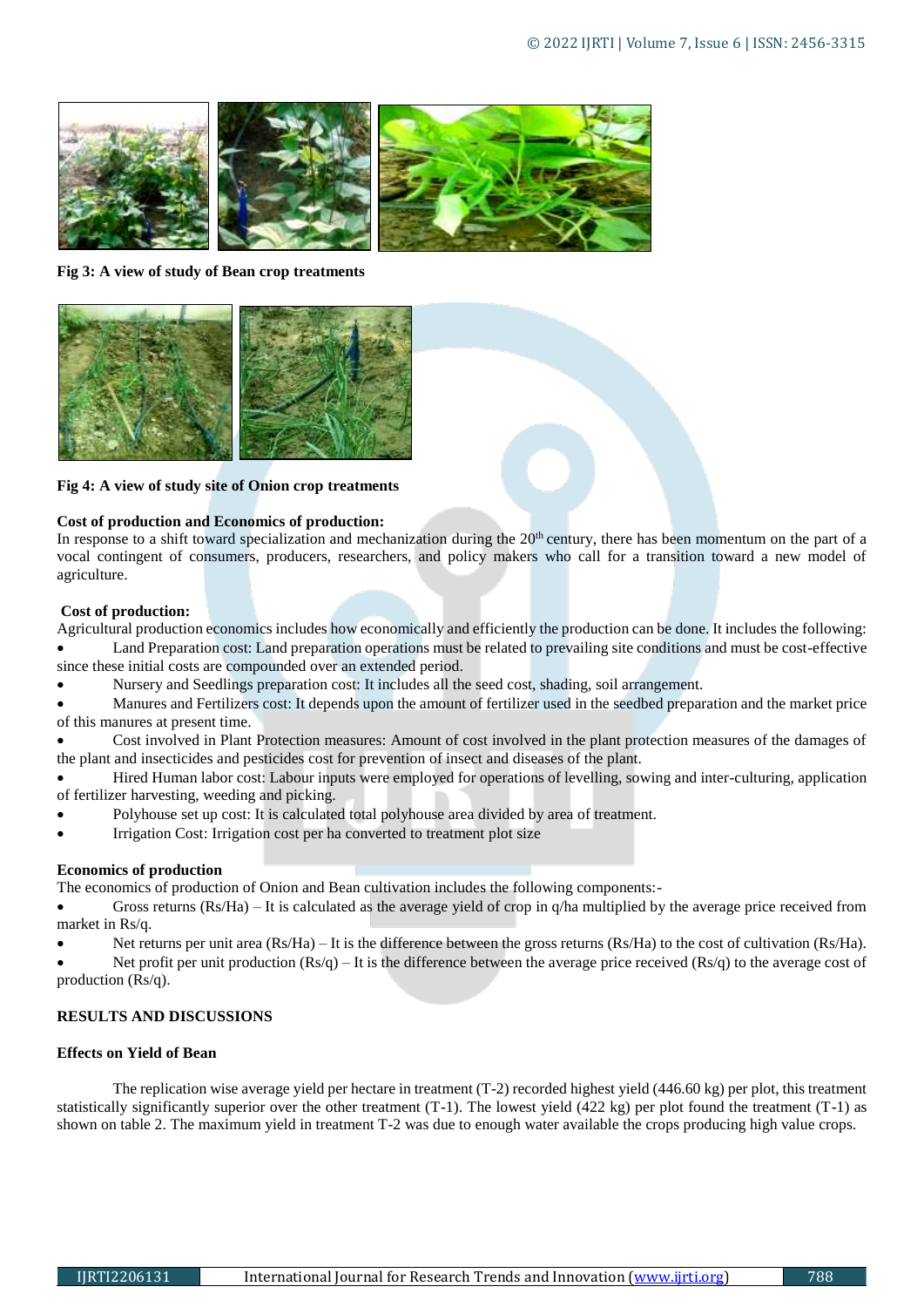**Fig 3: A view of study of Bean crop treatments**

**Fig 4: A view of study site of Onion crop treatments**

**Cost of production and Economics of production:**

In response to a shift toward specialization and mechanization during the 20th century, there has been momentum on the part of a vocal contingent of consumers, producers, researchers, and policy makers who call for a transition toward a new model of agriculture.

**Cost of production:**

Agricultural production economics includes how economically and efficiently the production can be done. It includes the following:

- Land Preparation cost: Land preparation operations must be related to prevailing site conditions and must be cost-effective since these initial costs are compounded over an extended period.
- Nursery and Seedlings preparation cost: It includes all the seed cost, shading, soil arrangement.
- Manures and Fertilizers cost: It depends upon the amount of fertilizer used in the seedbed preparation and the market price of this manures at present time.
- Cost involved in Plant Protection measures: Amount of cost involved in the plant protection measures of the damages of the plant and insecticides and pesticides cost for prevention of insect and diseases of the plant.
- Hired Human labor cost: Labour inputs were employed for operations of levelling, sowing and inter-culturing, application of fertilizer harvesting, weeding and picking.
- Polyhouse set up cost: It is calculated total polyhouse area divided by area of treatment.
- Irrigation Cost: Irrigation cost per ha converted to treatment plot size

**Economics of production**

The economics of production of Onion and Bean cultivation includes the following components:-

- Gross returns (Rs/Ha) – It is calculated as the average yield of crop in q/ha multiplied by the average price received from market in Rs/q.
- Net returns per unit area (Rs/Ha) – It is the difference between the gross returns (Rs/Ha) to the cost of cultivation (Rs/Ha).
- Net profit per unit production (Rs/q) – It is the difference between the average price received (Rs/q) to the average cost of production (Rs/q).

## RESULTS AND DISCUSSIONS

**Effects on Yield of Bean**

The replication wise average yield per hectare in treatment (T-2) recorded highest yield (446.60 kg) per plot, this treatment statistically significantly superior over the other treatment (T-1). The lowest yield (422 kg) per plot found the treatment (T-1) as shown on table 2. The maximum yield in treatment T-2 was due to enough water available the crops producing high value crops.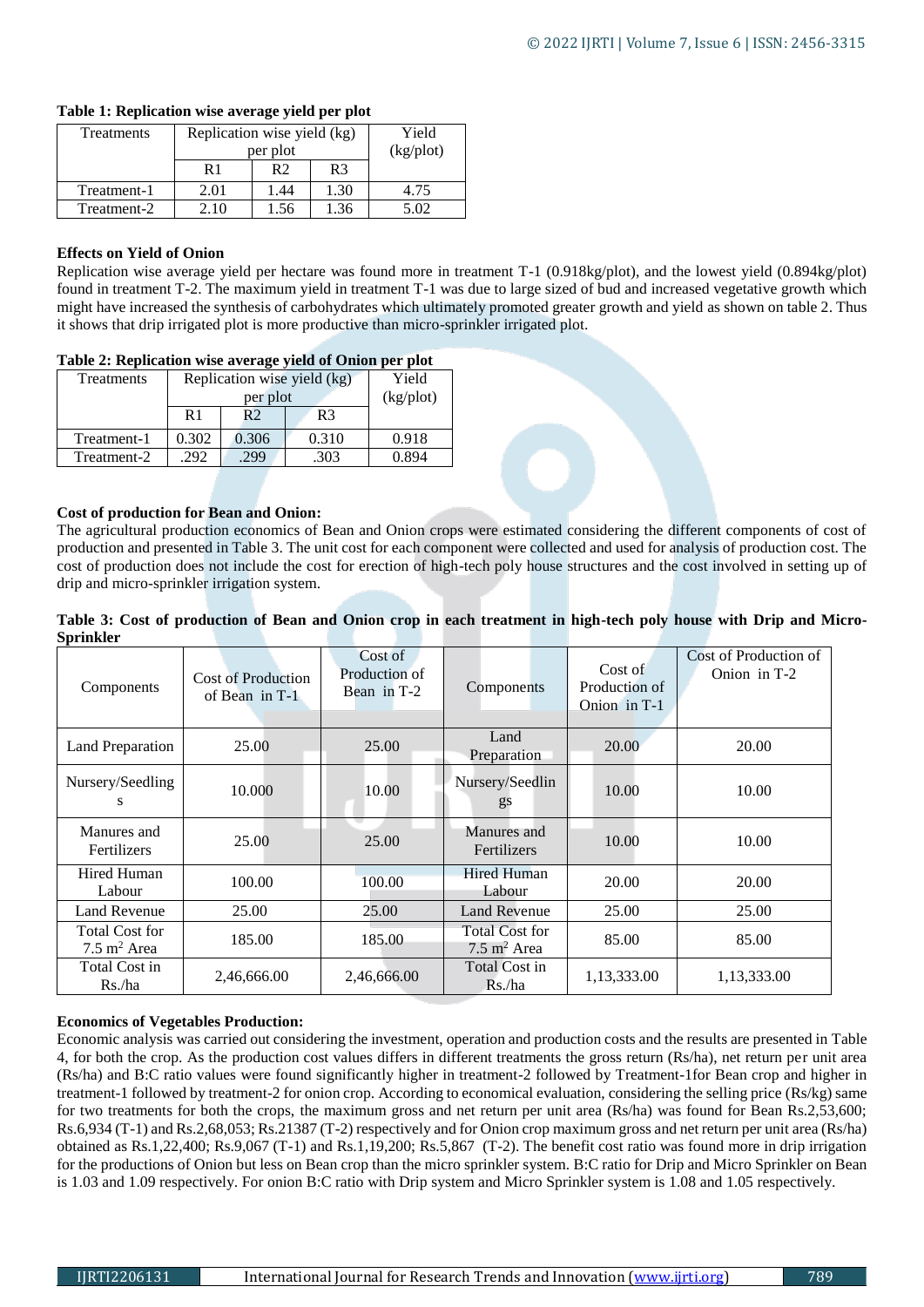**Table 1: Replication wise average yield per plot**

| Treatments | Replication wise yield (kg) per plot | | | Yield (kg/plot) |
|---|---|---|---|---|
| | R1 | R2 | R3 | |
| Treatment-1 | 2.01 | 1.44 | 1.30 | 4.75 |
| Treatment-2 | 2.10 | 1.56 | 1.36 | 5.02 |

### Effects on Yield of Onion

Replication wise average yield per hectare was found more in treatment T-1 (0.918kg/plot), and the lowest yield (0.894kg/plot) found in treatment T-2. The maximum yield in treatment T-1 was due to large sized of bud and increased vegetative growth which might have increased the synthesis of carbohydrates which ultimately promoted greater growth and yield as shown on table 2. Thus it shows that drip irrigated plot is more productive than micro-sprinkler irrigated plot.

**Table 2: Replication wise average yield of Onion per plot**

| Treatments | Replication wise yield (kg) per plot | | | Yield (kg/plot) |
|---|---|---|---|---|
| | R1 | R2 | R3 | |
| Treatment-1 | 0.302 | 0.306 | 0.310 | 0.918 |
| Treatment-2 | .292 | .299 | .303 | 0.894 |

### Cost of production for Bean and Onion:

The agricultural production economics of Bean and Onion crops were estimated considering the different components of cost of production and presented in Table 3. The unit cost for each component were collected and used for analysis of production cost. The cost of production does not include the cost for erection of high-tech poly house structures and the cost involved in setting up of drip and micro-sprinkler irrigation system.

**Table 3: Cost of production of Bean and Onion crop in each treatment in high-tech poly house with Drip and Micro-Sprinkler**

| Components | Cost of Production of Bean in T-1 | Cost of Production of Bean in T-2 | Components | Cost of Production of Onion in T-1 | Cost of Production of Onion in T-2 |
|---|---|---|---|---|---|
| Land Preparation | 25.00 | 25.00 | Land Preparation | 20.00 | 20.00 |
| Nursery/Seedlings | 10.000 | 10.00 | Nursery/Seedlings | 10.00 | 10.00 |
| Manures and Fertilizers | 25.00 | 25.00 | Manures and Fertilizers | 10.00 | 10.00 |
| Hired Human Labour | 100.00 | 100.00 | Hired Human Labour | 20.00 | 20.00 |
| Land Revenue | 25.00 | 25.00 | Land Revenue | 25.00 | 25.00 |
| Total Cost for 7.5 $m^2$ Area | 185.00 | 185.00 | Total Cost for 7.5 $m^2$ Area | 85.00 | 85.00 |
| Total Cost in Rs./ha | 2,46,666.00 | 2,46,666.00 | Total Cost in Rs./ha | 1,13,333.00 | 1,13,333.00 |

### Economics of Vegetables Production:

Economic analysis was carried out considering the investment, operation and production costs and the results are presented in Table 4, for both the crop. As the production cost values differs in different treatments the gross return (Rs/ha), net return per unit area (Rs/ha) and B:C ratio values were found significantly higher in treatment-2 followed by Treatment-1for Bean crop and higher in treatment-1 followed by treatment-2 for onion crop. According to economical evaluation, considering the selling price (Rs/kg) same for two treatments for both the crops, the maximum gross and net return per unit area (Rs/ha) was found for Bean Rs.2,53,600; Rs.6,934 (T-1) and Rs.2,68,053; Rs.21387 (T-2) respectively and for Onion crop maximum gross and net return per unit area (Rs/ha) obtained as Rs.1,22,400; Rs.9,067 (T-1) and Rs.1,19,200; Rs.5,867 (T-2). The benefit cost ratio was found more in drip irrigation for the productions of Onion but less on Bean crop than the micro sprinkler system. B:C ratio for Drip and Micro Sprinkler on Bean is 1.03 and 1.09 respectively. For onion B:C ratio with Drip system and Micro Sprinkler system is 1.08 and 1.05 respectively.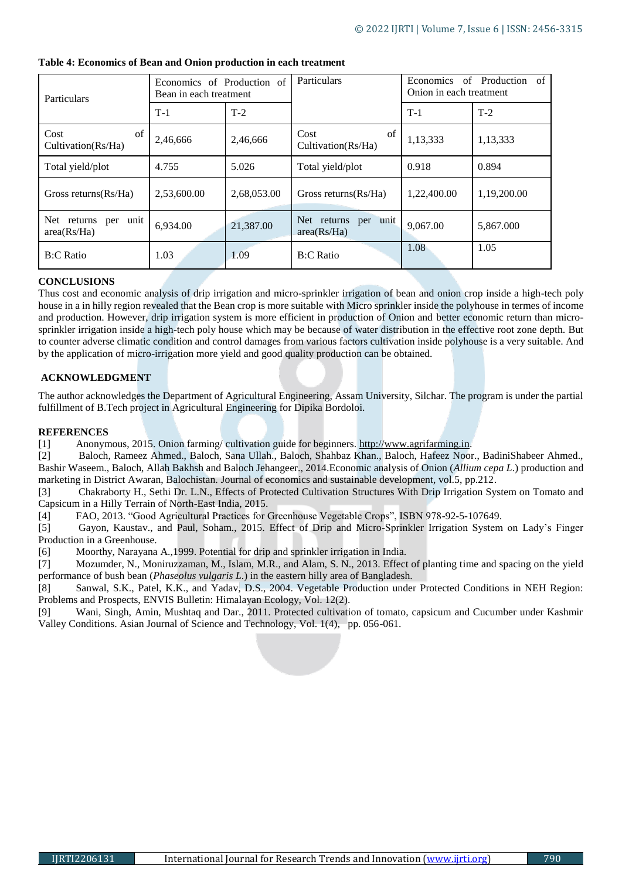**Table 4: Economics of Bean and Onion production in each treatment**

| Particulars | Economics of Production of Bean in each treatment | | Particulars | Economics of Production of Onion in each treatment | |
|---|---|---|---|---|---|
| | T-1 | T-2 | | T-1 | T-2 |
| Cost of Cultivation(Rs/Ha) | 2,46,666 | 2,46,666 | Cost of Cultivation(Rs/Ha) | 1,13,333 | 1,13,333 |
| Total yield/plot | 4.755 | 5.026 | Total yield/plot | 0.918 | 0.894 |
| Gross returns(Rs/Ha) | 2,53,600.00 | 2,68,053.00 | Gross returns(Rs/Ha) | 1,22,400.00 | 1,19,200.00 |
| Net returns per unit area(Rs/Ha) | 6,934.00 | 21,387.00 | Net returns per unit area(Rs/Ha) | 9,067.00 | 5,867.000 |
| B:C Ratio | 1.03 | 1.09 | B:C Ratio | 1.08 | 1.05 |

## CONCLUSIONS

Thus cost and economic analysis of drip irrigation and micro-sprinkler irrigation of bean and onion crop inside a high-tech poly house in a in hilly region revealed that the Bean crop is more suitable with Micro sprinkler inside the polyhouse in termes of income and production. However, drip irrigation system is more efficient in production of Onion and better economic return than micro-sprinkler irrigation inside a high-tech poly house which may be because of water distribution in the effective root zone depth. But to counter adverse climatic condition and control damages from various factors cultivation inside polyhouse is a very suitable. And by the application of micro-irrigation more yield and good quality production can be obtained.

## ACKNOWLEDGMENT

The author acknowledges the Department of Agricultural Engineering, Assam University, Silchar. The program is under the partial fulfillment of B.Tech project in Agricultural Engineering for Dipika Bordoloi.

## REFERENCES

[1] Anonymous, 2015. Onion farming/ cultivation guide for beginners. http://www.agrifarming.in.

[2] Baloch, Rameez Ahmed., Baloch, Sana Ullah., Baloch, Shahbaz Khan., Baloch, Hafeez Noor., BadiniShabeer Ahmed., Bashir Waseem., Baloch, Allah Bakhsh and Baloch Jehangeer., 2014.Economic analysis of Onion (*Allium cepa L.*) production and marketing in District Awaran, Balochistan. Journal of economics and sustainable development, vol.5, pp.212.

[3] Chakraborty H., Sethi Dr. L.N., Effects of Protected Cultivation Structures With Drip Irrigation System on Tomato and Capsicum in a Hilly Terrain of North-East India, 2015.

[4] FAO, 2013. "Good Agricultural Practices for Greenhouse Vegetable Crops", ISBN 978-92-5-107649.

[5] Gayon, Kaustav., and Paul, Soham., 2015. Effect of Drip and Micro-Sprinkler Irrigation System on Lady's Finger Production in a Greenhouse.

[6] Moorthy, Narayana A.,1999. Potential for drip and sprinkler irrigation in India.

[7] Mozumder, N., Moniruzzaman, M., Islam, M.R., and Alam, S. N., 2013. Effect of planting time and spacing on the yield performance of bush bean (*Phaseolus vulgaris L.*) in the eastern hilly area of Bangladesh.

[8] Sanwal, S.K., Patel, K.K., and Yadav, D.S., 2004. Vegetable Production under Protected Conditions in NEH Region: Problems and Prospects, ENVIS Bulletin: Himalayan Ecology, Vol. 12(2).

[9] Wani, Singh, Amin, Mushtaq and Dar., 2011. Protected cultivation of tomato, capsicum and Cucumber under Kashmir Valley Conditions. Asian Journal of Science and Technology, Vol. 1(4), pp. 056-061.